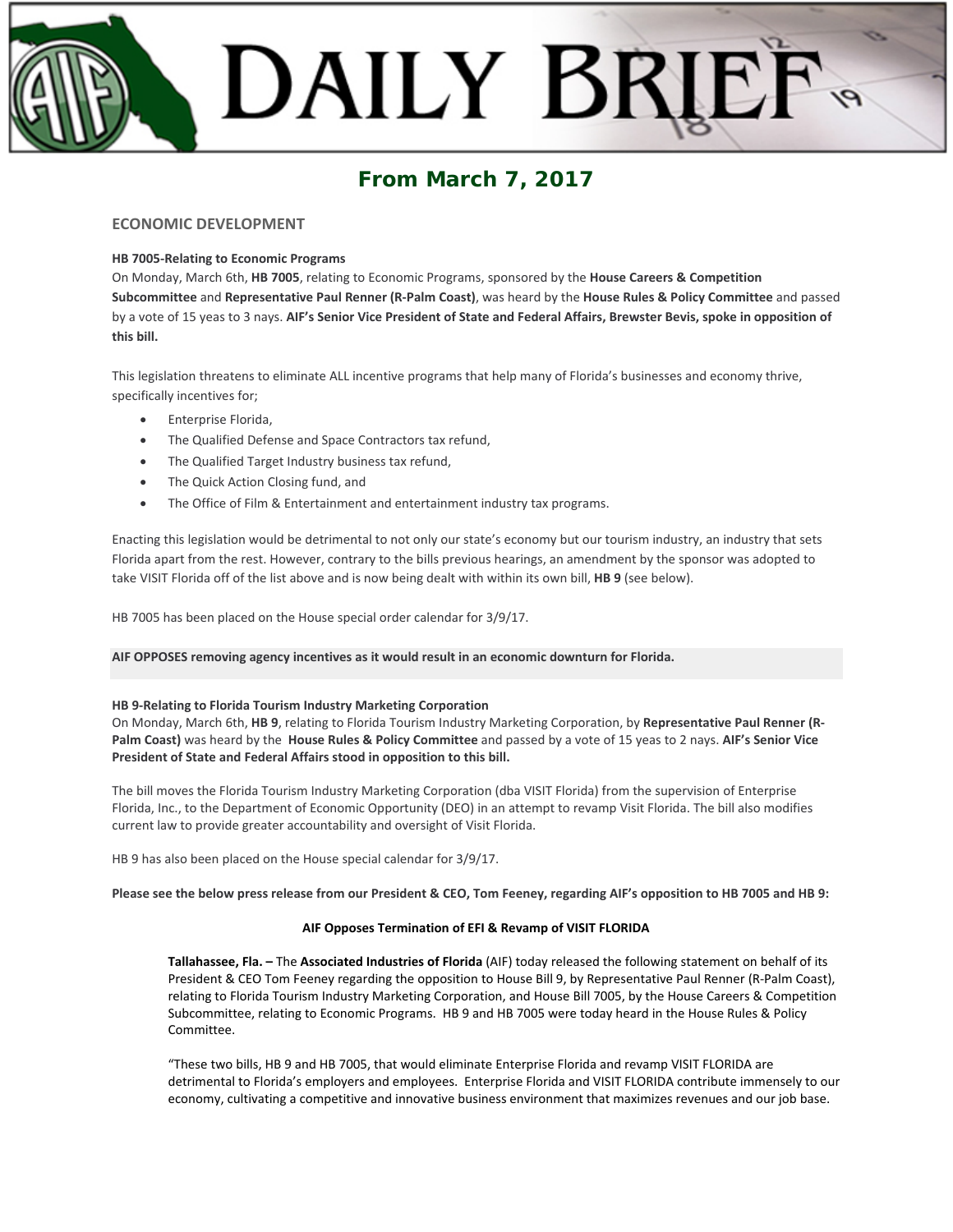# DAILY BRIEF

## From March 7, 2017

### ECONOMIC DEVELOPMENT

**HB 7005-Relating to Economic Programs**

On Monday, March 6th, **HB 7005**, relating to Economic Programs, sponsored by the **House Careers & Competition Subcommittee** and **Representative Paul Renner (R-Palm Coast)**, was heard by the **House Rules & Policy Committee** and passed by a vote of 15 yeas to 3 nays. **AIF's Senior Vice President of State and Federal Affairs, Brewster Bevis, spoke in opposition of this bill.**

This legislation threatens to eliminate ALL incentive programs that help many of Florida's businesses and economy thrive, specifically incentives for;

- Enterprise Florida,
- The Qualified Defense and Space Contractors tax refund,
- The Qualified Target Industry business tax refund,
- The Quick Action Closing fund, and
- The Office of Film & Entertainment and entertainment industry tax programs.

Enacting this legislation would be detrimental to not only our state's economy but our tourism industry, an industry that sets Florida apart from the rest. However, contrary to the bills previous hearings, an amendment by the sponsor was adopted to take VISIT Florida off of the list above and is now being dealt with within its own bill, **HB 9** (see below).

HB 7005 has been placed on the House special order calendar for 3/9/17.

**AIF OPPOSES removing agency incentives as it would result in an economic downturn for Florida.**

**HB 9-Relating to Florida Tourism Industry Marketing Corporation**

On Monday, March 6th, **HB 9**, relating to Florida Tourism Industry Marketing Corporation, by **Representative Paul Renner (R-Palm Coast)** was heard by the **House Rules & Policy Committee** and passed by a vote of 15 yeas to 2 nays. **AIF's Senior Vice President of State and Federal Affairs stood in opposition to this bill.**

The bill moves the Florida Tourism Industry Marketing Corporation (dba VISIT Florida) from the supervision of Enterprise Florida, Inc., to the Department of Economic Opportunity (DEO) in an attempt to revamp Visit Florida. The bill also modifies current law to provide greater accountability and oversight of Visit Florida.

HB 9 has also been placed on the House special calendar for 3/9/17.

**Please see the below press release from our President & CEO, Tom Feeney, regarding AIF's opposition to HB 7005 and HB 9:**

**AIF Opposes Termination of EFI & Revamp of VISIT FLORIDA**

> **Tallahassee, Fla. –** The **Associated Industries of Florida** (AIF) today released the following statement on behalf of its President & CEO Tom Feeney regarding the opposition to House Bill 9, by Representative Paul Renner (R-Palm Coast), relating to Florida Tourism Industry Marketing Corporation, and House Bill 7005, by the House Careers & Competition Subcommittee, relating to Economic Programs. HB 9 and HB 7005 were today heard in the House Rules & Policy Committee.
>
> "These two bills, HB 9 and HB 7005, that would eliminate Enterprise Florida and revamp VISIT FLORIDA are detrimental to Florida's employers and employees. Enterprise Florida and VISIT FLORIDA contribute immensely to our economy, cultivating a competitive and innovative business environment that maximizes revenues and our job base.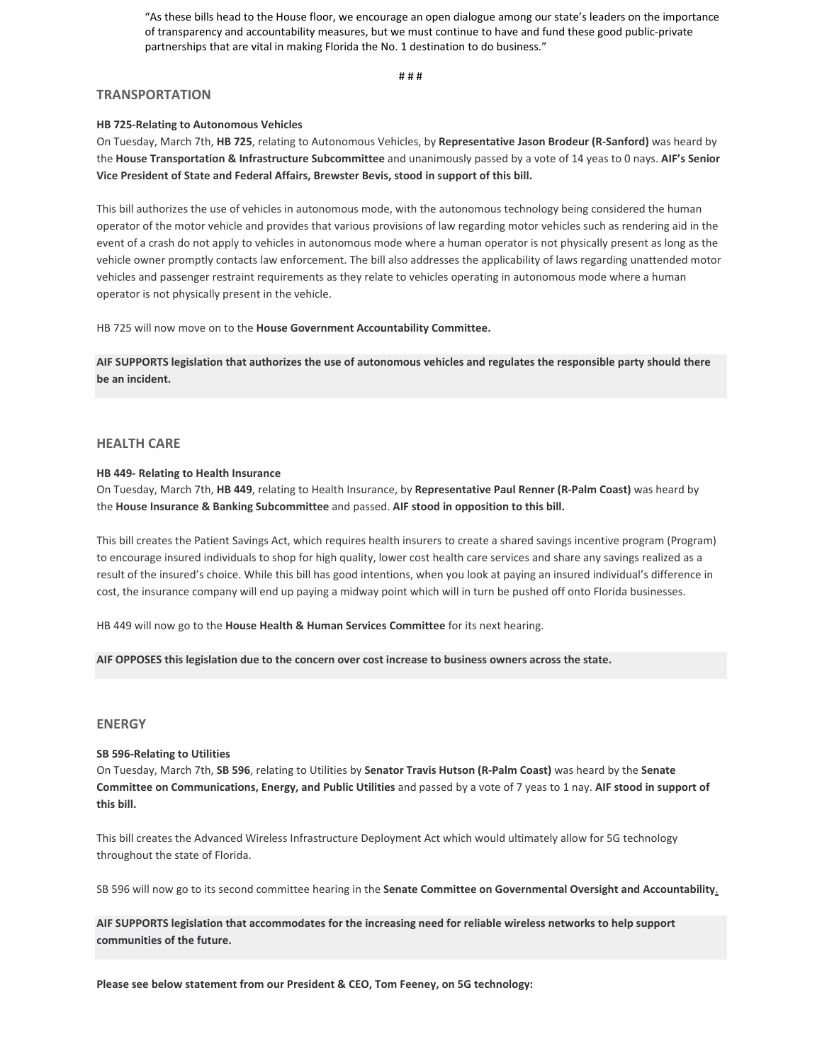> "As these bills head to the House floor, we encourage an open dialogue among our state's leaders on the importance of transparency and accountability measures, but we must continue to have and fund these good public-private partnerships that are vital in making Florida the No. 1 destination to do business."

# # #

## TRANSPORTATION

**HB 725-Relating to Autonomous Vehicles**

On Tuesday, March 7th, **HB 725**, relating to Autonomous Vehicles, by **Representative Jason Brodeur (R-Sanford)** was heard by the **House Transportation & Infrastructure Subcommittee** and unanimously passed by a vote of 14 yeas to 0 nays. **AIF's Senior Vice President of State and Federal Affairs, Brewster Bevis, stood in support of this bill.**

This bill authorizes the use of vehicles in autonomous mode, with the autonomous technology being considered the human operator of the motor vehicle and provides that various provisions of law regarding motor vehicles such as rendering aid in the event of a crash do not apply to vehicles in autonomous mode where a human operator is not physically present as long as the vehicle owner promptly contacts law enforcement. The bill also addresses the applicability of laws regarding unattended motor vehicles and passenger restraint requirements as they relate to vehicles operating in autonomous mode where a human operator is not physically present in the vehicle.

HB 725 will now move on to the **House Government Accountability Committee.**

**AIF SUPPORTS legislation that authorizes the use of autonomous vehicles and regulates the responsible party should there be an incident.**

## HEALTH CARE

**HB 449- Relating to Health Insurance**

On Tuesday, March 7th, **HB 449**, relating to Health Insurance, by **Representative Paul Renner (R-Palm Coast)** was heard by the **House Insurance & Banking Subcommittee** and passed. **AIF stood in opposition to this bill.**

This bill creates the Patient Savings Act, which requires health insurers to create a shared savings incentive program (Program) to encourage insured individuals to shop for high quality, lower cost health care services and share any savings realized as a result of the insured's choice. While this bill has good intentions, when you look at paying an insured individual's difference in cost, the insurance company will end up paying a midway point which will in turn be pushed off onto Florida businesses.

HB 449 will now go to the **House Health & Human Services Committee** for its next hearing.

**AIF OPPOSES this legislation due to the concern over cost increase to business owners across the state.**

## ENERGY

**SB 596-Relating to Utilities**

On Tuesday, March 7th, **SB 596**, relating to Utilities by **Senator Travis Hutson (R-Palm Coast)** was heard by the **Senate Committee on Communications, Energy, and Public Utilities** and passed by a vote of 7 yeas to 1 nay. **AIF stood in support of this bill.**

This bill creates the Advanced Wireless Infrastructure Deployment Act which would ultimately allow for 5G technology throughout the state of Florida.

SB 596 will now go to its second committee hearing in the **Senate Committee on Governmental Oversight and Accountability**.

**AIF SUPPORTS legislation that accommodates for the increasing need for reliable wireless networks to help support communities of the future.**

**Please see below statement from our President & CEO, Tom Feeney, on 5G technology:**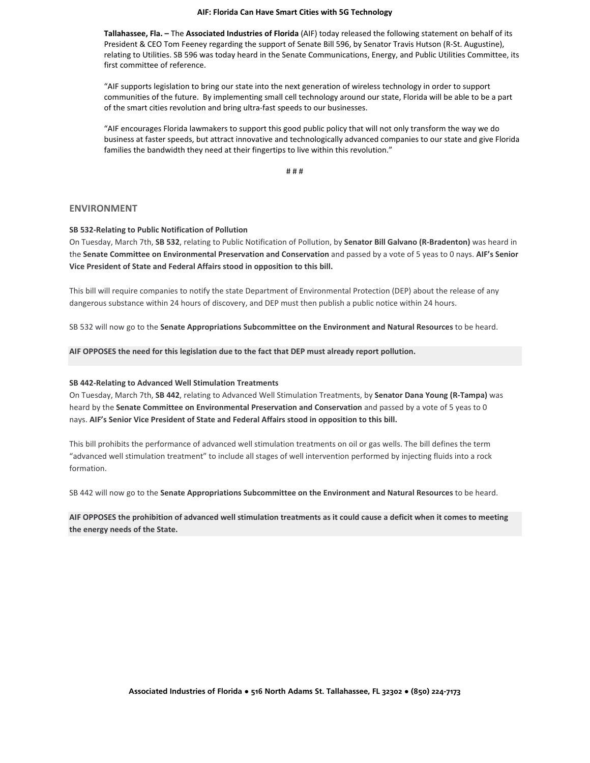**AIF: Florida Can Have Smart Cities with 5G Technology**

**Tallahassee, Fla. –** The **Associated Industries of Florida** (AIF) today released the following statement on behalf of its President & CEO Tom Feeney regarding the support of Senate Bill 596, by Senator Travis Hutson (R-St. Augustine), relating to Utilities. SB 596 was today heard in the Senate Communications, Energy, and Public Utilities Committee, its first committee of reference.

"AIF supports legislation to bring our state into the next generation of wireless technology in order to support communities of the future. By implementing small cell technology around our state, Florida will be able to be a part of the smart cities revolution and bring ultra-fast speeds to our businesses.

"AIF encourages Florida lawmakers to support this good public policy that will not only transform the way we do business at faster speeds, but attract innovative and technologically advanced companies to our state and give Florida families the bandwidth they need at their fingertips to live within this revolution."

# # #

## ENVIRONMENT

**SB 532-Relating to Public Notification of Pollution**

On Tuesday, March 7th, **SB 532**, relating to Public Notification of Pollution, by **Senator Bill Galvano (R-Bradenton)** was heard in the **Senate Committee on Environmental Preservation and Conservation** and passed by a vote of 5 yeas to 0 nays. **AIF's Senior Vice President of State and Federal Affairs stood in opposition to this bill.**

This bill will require companies to notify the state Department of Environmental Protection (DEP) about the release of any dangerous substance within 24 hours of discovery, and DEP must then publish a public notice within 24 hours.

SB 532 will now go to the **Senate Appropriations Subcommittee on the Environment and Natural Resources** to be heard.

**AIF OPPOSES the need for this legislation due to the fact that DEP must already report pollution.**

**SB 442-Relating to Advanced Well Stimulation Treatments**

On Tuesday, March 7th, **SB 442**, relating to Advanced Well Stimulation Treatments, by **Senator Dana Young (R-Tampa)** was heard by the **Senate Committee on Environmental Preservation and Conservation** and passed by a vote of 5 yeas to 0 nays. **AIF's Senior Vice President of State and Federal Affairs stood in opposition to this bill.**

This bill prohibits the performance of advanced well stimulation treatments on oil or gas wells. The bill defines the term "advanced well stimulation treatment" to include all stages of well intervention performed by injecting fluids into a rock formation.

SB 442 will now go to the **Senate Appropriations Subcommittee on the Environment and Natural Resources** to be heard.

**AIF OPPOSES the prohibition of advanced well stimulation treatments as it could cause a deficit when it comes to meeting the energy needs of the State.**

**Associated Industries of Florida • 516 North Adams St. Tallahassee, FL 32302 • (850) 224-7173**